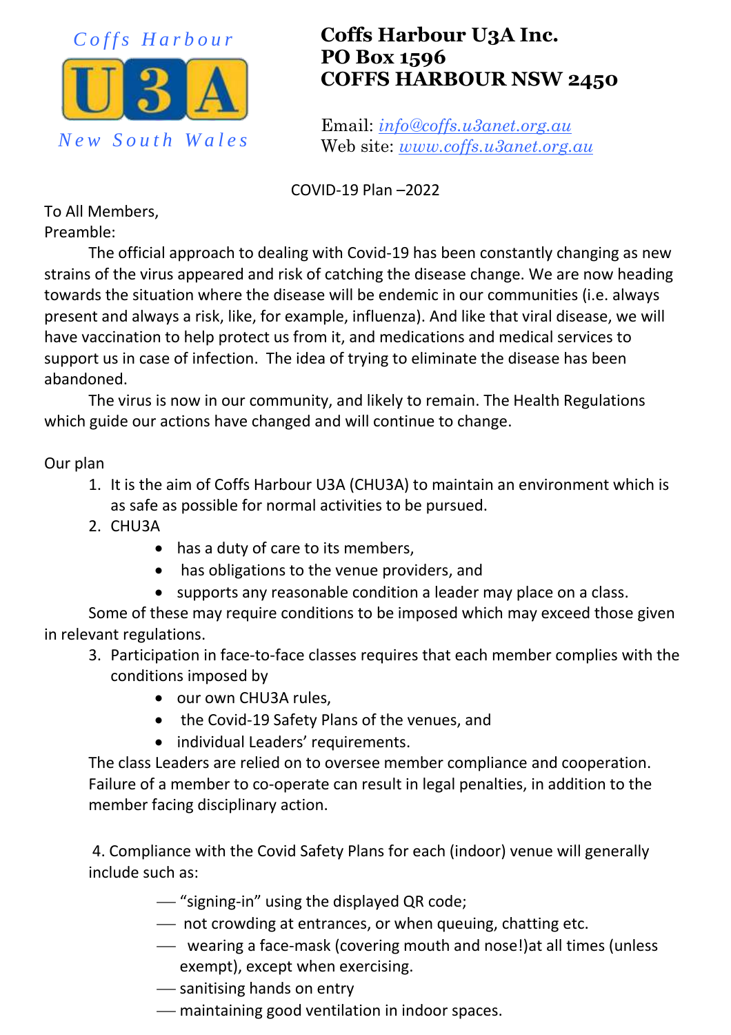Coffs Harbour

U3A

New South Wales

# Coffs Harbour U3A Inc.
**PO Box 1596**
**COFFS HARBOUR NSW 2450**

Email: *info@coffs.u3anet.org.au*
Web site: *www.coffs.u3anet.org.au*

COVID-19 Plan –2022

To All Members,

Preamble:

The official approach to dealing with Covid-19 has been constantly changing as new strains of the virus appeared and risk of catching the disease change. We are now heading towards the situation where the disease will be endemic in our communities (i.e. always present and always a risk, like, for example, influenza). And like that viral disease, we will have vaccination to help protect us from it, and medications and medical services to support us in case of infection. The idea of trying to eliminate the disease has been abandoned.

The virus is now in our community, and likely to remain. The Health Regulations which guide our actions have changed and will continue to change.

Our plan

1. It is the aim of Coffs Harbour U3A (CHU3A) to maintain an environment which is as safe as possible for normal activities to be pursued.
2. CHU3A
   - has a duty of care to its members,
   - has obligations to the venue providers, and
   - supports any reasonable condition a leader may place on a class.

Some of these may require conditions to be imposed which may exceed those given in relevant regulations.

3. Participation in face-to-face classes requires that each member complies with the conditions imposed by
   - our own CHU3A rules,
   - the Covid-19 Safety Plans of the venues, and
   - individual Leaders' requirements.

   The class Leaders are relied on to oversee member compliance and cooperation. Failure of a member to co-operate can result in legal penalties, in addition to the member facing disciplinary action.

4. Compliance with the Covid Safety Plans for each (indoor) venue will generally include such as:
   - "signing-in" using the displayed QR code;
   - not crowding at entrances, or when queuing, chatting etc.
   - wearing a face-mask (covering mouth and nose!)at all times (unless exempt), except when exercising.
   - sanitising hands on entry
   - maintaining good ventilation in indoor spaces.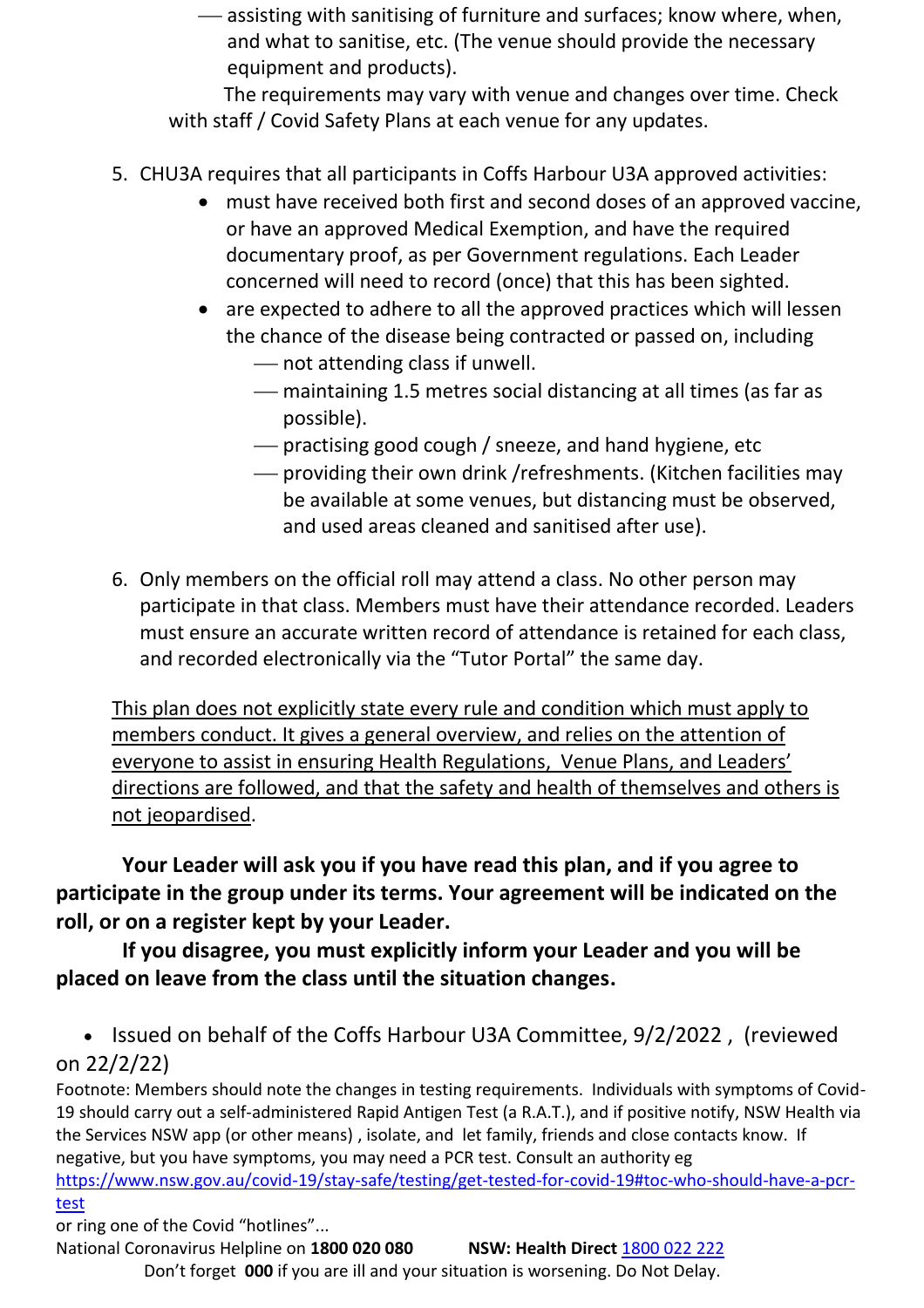- assisting with sanitising of furniture and surfaces; know where, when, and what to sanitise, etc. (The venue should provide the necessary equipment and products).

  The requirements may vary with venue and changes over time. Check with staff / Covid Safety Plans at each venue for any updates.

5. CHU3A requires that all participants in Coffs Harbour U3A approved activities:
   - must have received both first and second doses of an approved vaccine, or have an approved Medical Exemption, and have the required documentary proof, as per Government regulations. Each Leader concerned will need to record (once) that this has been sighted.
   - are expected to adhere to all the approved practices which will lessen the chance of the disease being contracted or passed on, including
     - not attending class if unwell.
     - maintaining 1.5 metres social distancing at all times (as far as possible).
     - practising good cough / sneeze, and hand hygiene, etc
     - providing their own drink /refreshments. (Kitchen facilities may be available at some venues, but distancing must be observed, and used areas cleaned and sanitised after use).

6. Only members on the official roll may attend a class. No other person may participate in that class. Members must have their attendance recorded. Leaders must ensure an accurate written record of attendance is retained for each class, and recorded electronically via the “Tutor Portal” the same day.

<u>This plan does not explicitly state every rule and condition which must apply to members conduct. It gives a general overview, and relies on the attention of everyone to assist in ensuring Health Regulations, Venue Plans, and Leaders’ directions are followed, and that the safety and health of themselves and others is not jeopardised</u>.

**Your Leader will ask you if you have read this plan, and if you agree to participate in the group under its terms. Your agreement will be indicated on the roll, or on a register kept by your Leader.**

**If you disagree, you must explicitly inform your Leader and you will be placed on leave from the class until the situation changes.**

- Issued on behalf of the Coffs Harbour U3A Committee, 9/2/2022 , (reviewed on 22/2/22)

Footnote: Members should note the changes in testing requirements. Individuals with symptoms of Covid-19 should carry out a self-administered Rapid Antigen Test (a R.A.T.), and if positive notify, NSW Health via the Services NSW app (or other means) , isolate, and let family, friends and close contacts know. If negative, but you have symptoms, you may need a PCR test. Consult an authority eg https://www.nsw.gov.au/covid-19/stay-safe/testing/get-tested-for-covid-19#toc-who-should-have-a-pcr-test

or ring one of the Covid “hotlines”...

National Coronavirus Helpline on **1800 020 080** **NSW: Health Direct** 1800 022 222

Don’t forget **000** if you are ill and your situation is worsening. Do Not Delay.